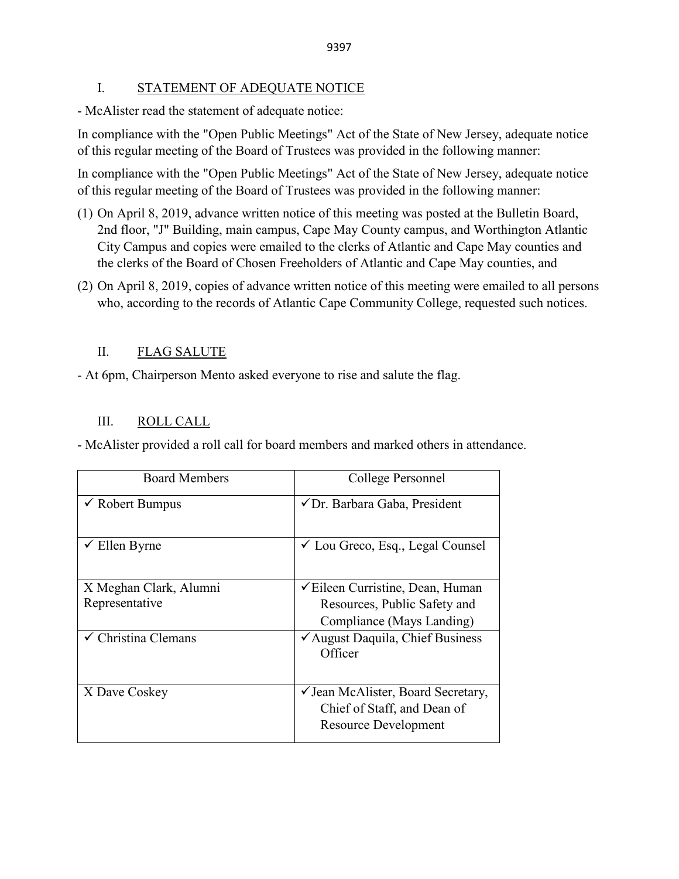## I. STATEMENT OF ADEQUATE NOTICE

- McAlister read the statement of adequate notice:

In compliance with the "Open Public Meetings" Act of the State of New Jersey, adequate notice of this regular meeting of the Board of Trustees was provided in the following manner:

In compliance with the "Open Public Meetings" Act of the State of New Jersey, adequate notice of this regular meeting of the Board of Trustees was provided in the following manner:

(1) On April 8, 2019, advance written notice of this meeting was posted at the Bulletin Board, 2nd floor, "J" Building, main campus, Cape May County campus, and Worthington Atlantic City Campus and copies were emailed to the clerks of Atlantic and Cape May counties and the clerks of the Board of Chosen Freeholders of Atlantic and Cape May counties, and

(2) On April 8, 2019, copies of advance written notice of this meeting were emailed to all persons who, according to the records of Atlantic Cape Community College, requested such notices.

## II. FLAG SALUTE

- At 6pm, Chairperson Mento asked everyone to rise and salute the flag.

## III. ROLL CALL

- McAlister provided a roll call for board members and marked others in attendance.

| Board Members | College Personnel |
|---|---|
| ✓ Robert Bumpus | ✓Dr. Barbara Gaba, President |
| ✓ Ellen Byrne | ✓ Lou Greco, Esq., Legal Counsel |
| X Meghan Clark, Alumni Representative | ✓Eileen Curristine, Dean, Human Resources, Public Safety and Compliance (Mays Landing) |
| ✓ Christina Clemans | ✓August Daquila, Chief Business Officer |
| X Dave Coskey | ✓Jean McAlister, Board Secretary, Chief of Staff, and Dean of Resource Development |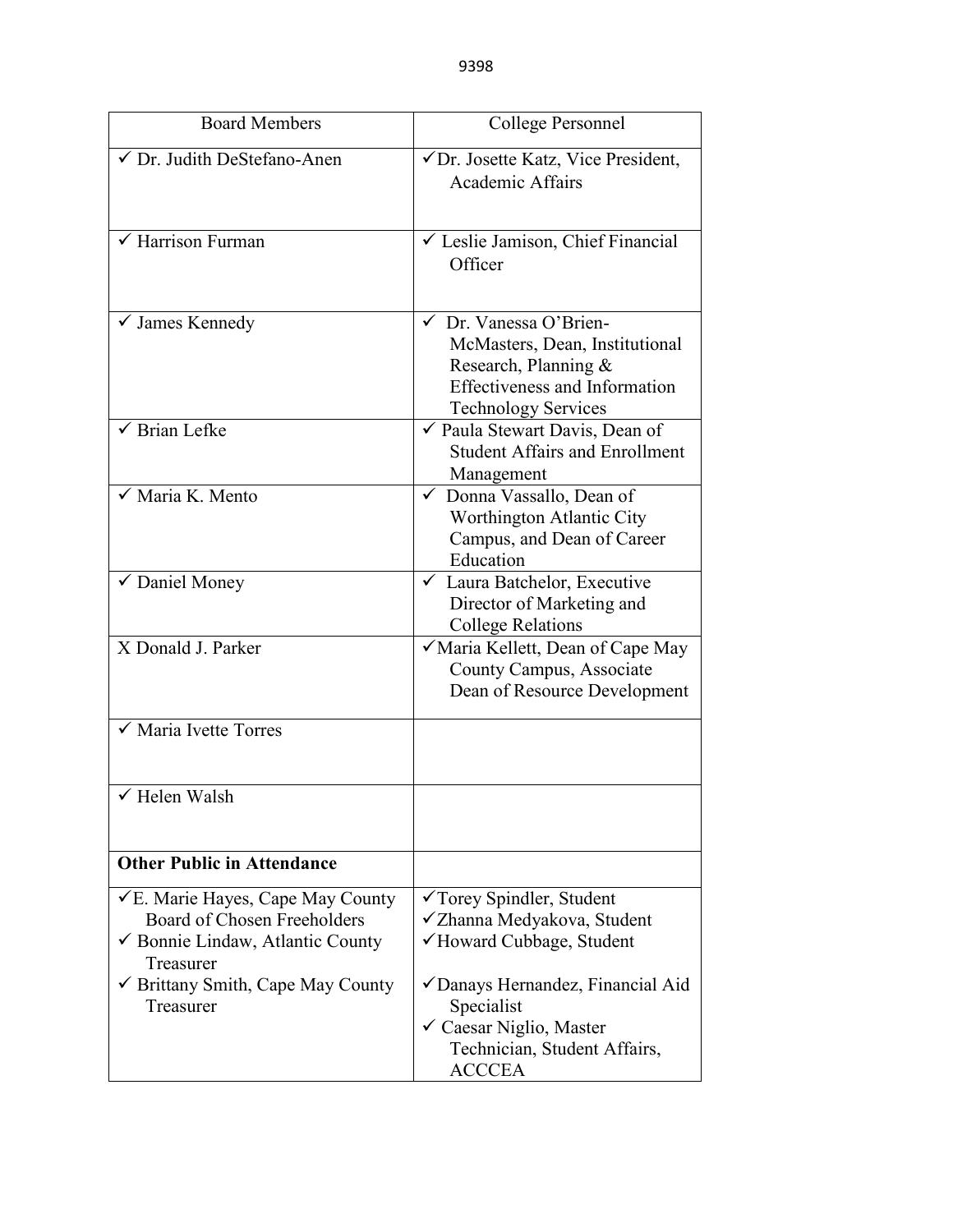| Board Members | College Personnel |
| --- | --- |
| ✓ Dr. Judith DeStefano-Anen | ✓Dr. Josette Katz, Vice President, Academic Affairs |
| ✓ Harrison Furman | ✓ Leslie Jamison, Chief Financial Officer |
| ✓ James Kennedy | ✓ Dr. Vanessa O'Brien-McMasters, Dean, Institutional Research, Planning & Effectiveness and Information Technology Services |
| ✓ Brian Lefke | ✓ Paula Stewart Davis, Dean of Student Affairs and Enrollment Management |
| ✓ Maria K. Mento | ✓ Donna Vassallo, Dean of Worthington Atlantic City Campus, and Dean of Career Education |
| ✓ Daniel Money | ✓ Laura Batchelor, Executive Director of Marketing and College Relations |
| X Donald J. Parker | ✓Maria Kellett, Dean of Cape May County Campus, Associate Dean of Resource Development |
| ✓ Maria Ivette Torres | |
| ✓ Helen Walsh | |
| **Other Public in Attendance** | |
| ✓E. Marie Hayes, Cape May County Board of Chosen Freeholders<br>✓ Bonnie Lindaw, Atlantic County Treasurer<br>✓ Brittany Smith, Cape May County Treasurer | ✓Torey Spindler, Student<br>✓Zhanna Medyakova, Student<br>✓Howard Cubbage, Student<br><br>✓Danays Hernandez, Financial Aid Specialist<br>✓ Caesar Niglio, Master Technician, Student Affairs, ACCCEA |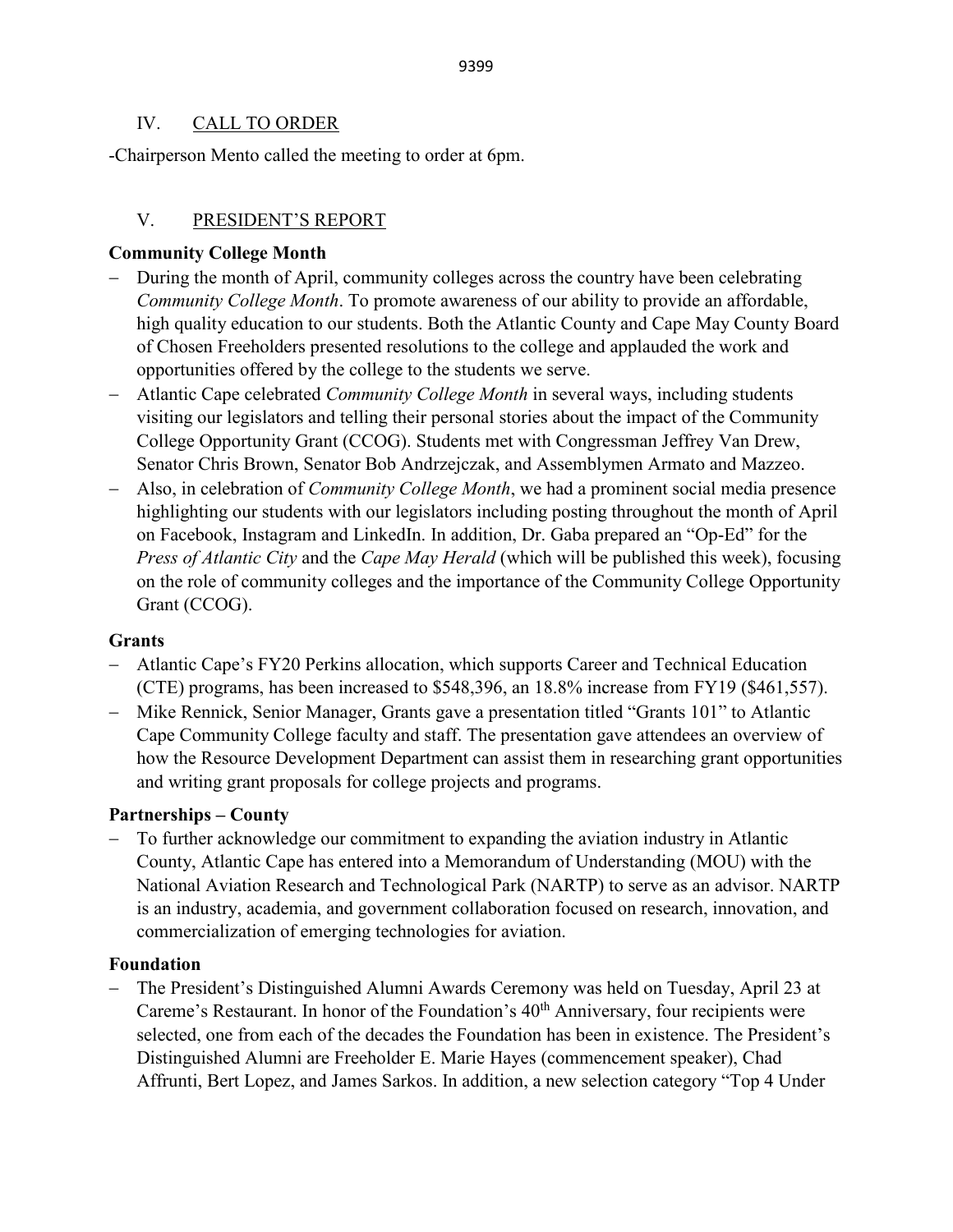## IV. CALL TO ORDER

-Chairperson Mento called the meeting to order at 6pm.

## V. PRESIDENT'S REPORT

**Community College Month**

- During the month of April, community colleges across the country have been celebrating *Community College Month*. To promote awareness of our ability to provide an affordable, high quality education to our students. Both the Atlantic County and Cape May County Board of Chosen Freeholders presented resolutions to the college and applauded the work and opportunities offered by the college to the students we serve.
- Atlantic Cape celebrated *Community College Month* in several ways, including students visiting our legislators and telling their personal stories about the impact of the Community College Opportunity Grant (CCOG). Students met with Congressman Jeffrey Van Drew, Senator Chris Brown, Senator Bob Andrzejczak, and Assemblymen Armato and Mazzeo.
- Also, in celebration of *Community College Month*, we had a prominent social media presence highlighting our students with our legislators including posting throughout the month of April on Facebook, Instagram and LinkedIn. In addition, Dr. Gaba prepared an "Op-Ed" for the *Press of Atlantic City* and the *Cape May Herald* (which will be published this week), focusing on the role of community colleges and the importance of the Community College Opportunity Grant (CCOG).

**Grants**

- Atlantic Cape's FY20 Perkins allocation, which supports Career and Technical Education (CTE) programs, has been increased to $548,396, an 18.8% increase from FY19 ($461,557).
- Mike Rennick, Senior Manager, Grants gave a presentation titled "Grants 101" to Atlantic Cape Community College faculty and staff. The presentation gave attendees an overview of how the Resource Development Department can assist them in researching grant opportunities and writing grant proposals for college projects and programs.

**Partnerships – County**

- To further acknowledge our commitment to expanding the aviation industry in Atlantic County, Atlantic Cape has entered into a Memorandum of Understanding (MOU) with the National Aviation Research and Technological Park (NARTP) to serve as an advisor. NARTP is an industry, academia, and government collaboration focused on research, innovation, and commercialization of emerging technologies for aviation.

**Foundation**

- The President's Distinguished Alumni Awards Ceremony was held on Tuesday, April 23 at Careme's Restaurant. In honor of the Foundation's 40th Anniversary, four recipients were selected, one from each of the decades the Foundation has been in existence. The President's Distinguished Alumni are Freeholder E. Marie Hayes (commencement speaker), Chad Affrunti, Bert Lopez, and James Sarkos. In addition, a new selection category "Top 4 Under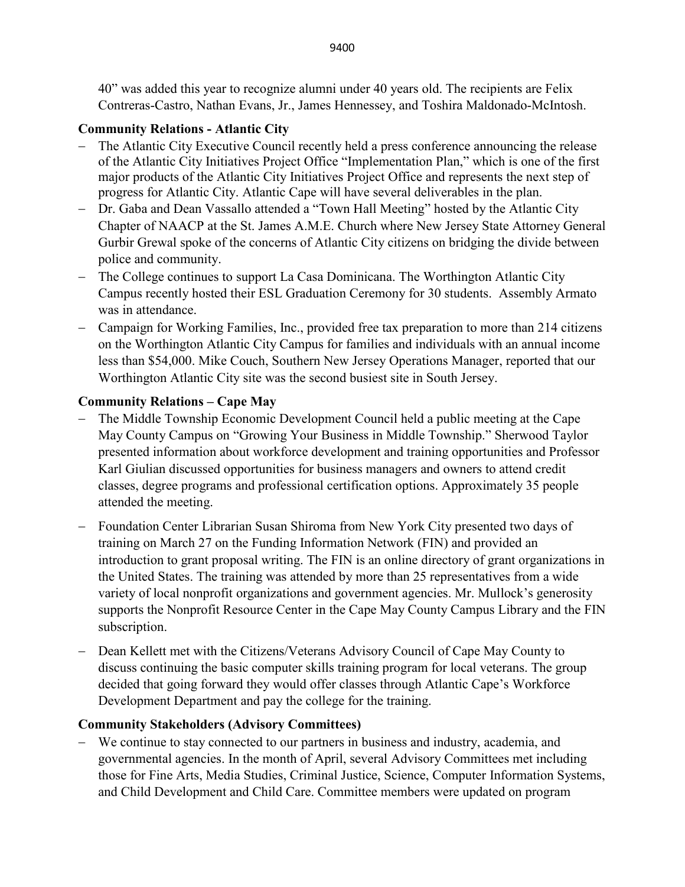40" was added this year to recognize alumni under 40 years old. The recipients are Felix Contreras-Castro, Nathan Evans, Jr., James Hennessey, and Toshira Maldonado-McIntosh.

**Community Relations - Atlantic City**

- The Atlantic City Executive Council recently held a press conference announcing the release of the Atlantic City Initiatives Project Office "Implementation Plan," which is one of the first major products of the Atlantic City Initiatives Project Office and represents the next step of progress for Atlantic City. Atlantic Cape will have several deliverables in the plan.
- Dr. Gaba and Dean Vassallo attended a "Town Hall Meeting" hosted by the Atlantic City Chapter of NAACP at the St. James A.M.E. Church where New Jersey State Attorney General Gurbir Grewal spoke of the concerns of Atlantic City citizens on bridging the divide between police and community.
- The College continues to support La Casa Dominicana. The Worthington Atlantic City Campus recently hosted their ESL Graduation Ceremony for 30 students. Assembly Armato was in attendance.
- Campaign for Working Families, Inc., provided free tax preparation to more than 214 citizens on the Worthington Atlantic City Campus for families and individuals with an annual income less than $54,000. Mike Couch, Southern New Jersey Operations Manager, reported that our Worthington Atlantic City site was the second busiest site in South Jersey.

**Community Relations – Cape May**

- The Middle Township Economic Development Council held a public meeting at the Cape May County Campus on "Growing Your Business in Middle Township." Sherwood Taylor presented information about workforce development and training opportunities and Professor Karl Giulian discussed opportunities for business managers and owners to attend credit classes, degree programs and professional certification options. Approximately 35 people attended the meeting.
- Foundation Center Librarian Susan Shiroma from New York City presented two days of training on March 27 on the Funding Information Network (FIN) and provided an introduction to grant proposal writing. The FIN is an online directory of grant organizations in the United States. The training was attended by more than 25 representatives from a wide variety of local nonprofit organizations and government agencies. Mr. Mullock's generosity supports the Nonprofit Resource Center in the Cape May County Campus Library and the FIN subscription.
- Dean Kellett met with the Citizens/Veterans Advisory Council of Cape May County to discuss continuing the basic computer skills training program for local veterans. The group decided that going forward they would offer classes through Atlantic Cape's Workforce Development Department and pay the college for the training.

**Community Stakeholders (Advisory Committees)**

- We continue to stay connected to our partners in business and industry, academia, and governmental agencies. In the month of April, several Advisory Committees met including those for Fine Arts, Media Studies, Criminal Justice, Science, Computer Information Systems, and Child Development and Child Care. Committee members were updated on program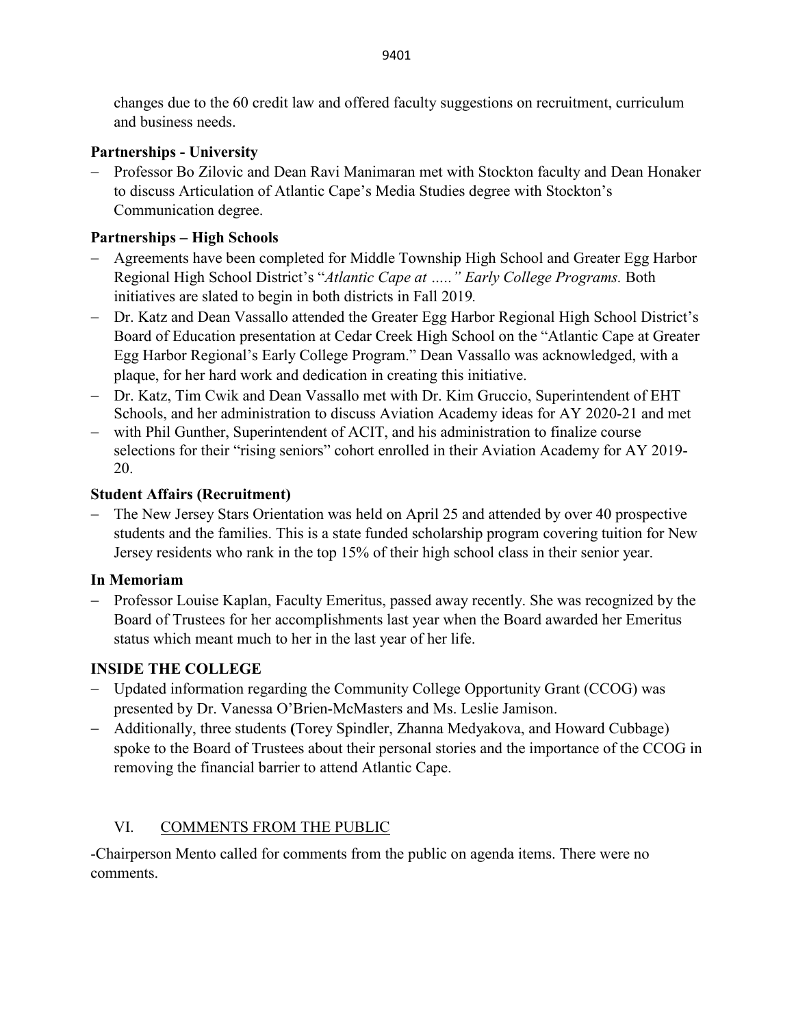changes due to the 60 credit law and offered faculty suggestions on recruitment, curriculum and business needs.

**Partnerships - University**

- Professor Bo Zilovic and Dean Ravi Manimaran met with Stockton faculty and Dean Honaker to discuss Articulation of Atlantic Cape's Media Studies degree with Stockton's Communication degree.

**Partnerships – High Schools**

- Agreements have been completed for Middle Township High School and Greater Egg Harbor Regional High School District's "*Atlantic Cape at …..*" *Early College Programs.* Both initiatives are slated to begin in both districts in Fall 2019*.*
- Dr. Katz and Dean Vassallo attended the Greater Egg Harbor Regional High School District's Board of Education presentation at Cedar Creek High School on the "Atlantic Cape at Greater Egg Harbor Regional's Early College Program." Dean Vassallo was acknowledged, with a plaque, for her hard work and dedication in creating this initiative.
- Dr. Katz, Tim Cwik and Dean Vassallo met with Dr. Kim Gruccio, Superintendent of EHT Schools, and her administration to discuss Aviation Academy ideas for AY 2020-21 and met
- with Phil Gunther, Superintendent of ACIT, and his administration to finalize course selections for their "rising seniors" cohort enrolled in their Aviation Academy for AY 2019-20.

**Student Affairs (Recruitment)**

- The New Jersey Stars Orientation was held on April 25 and attended by over 40 prospective students and the families. This is a state funded scholarship program covering tuition for New Jersey residents who rank in the top 15% of their high school class in their senior year.

**In Memoriam**

- Professor Louise Kaplan, Faculty Emeritus, passed away recently. She was recognized by the Board of Trustees for her accomplishments last year when the Board awarded her Emeritus status which meant much to her in the last year of her life.

## INSIDE THE COLLEGE

- Updated information regarding the Community College Opportunity Grant (CCOG) was presented by Dr. Vanessa O'Brien-McMasters and Ms. Leslie Jamison.
- Additionally, three students **(**Torey Spindler, Zhanna Medyakova, and Howard Cubbage) spoke to the Board of Trustees about their personal stories and the importance of the CCOG in removing the financial barrier to attend Atlantic Cape.

## VI. COMMENTS FROM THE PUBLIC

-Chairperson Mento called for comments from the public on agenda items. There were no comments.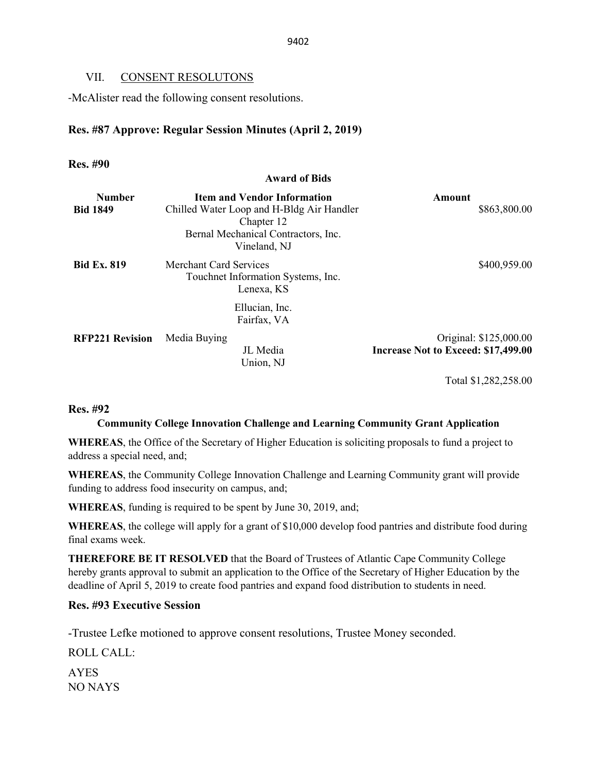## VII. CONSENT RESOLUTONS

-McAlister read the following consent resolutions.

**Res. #87 Approve: Regular Session Minutes (April 2, 2019)**

**Res. #90**

**Award of Bids**

| Number | Item and Vendor Information | Amount |
|---|---|---|
| **Bid 1849** | Chilled Water Loop and H-Bldg Air Handler<br>Chapter 12<br>Bernal Mechanical Contractors, Inc.<br>Vineland, NJ | \$863,800.00 |
| **Bid Ex. 819** | Merchant Card Services<br>Touchnet Information Systems, Inc.<br>Lenexa, KS<br><br>Ellucian, Inc.<br>Fairfax, VA | \$400,959.00 |
| **RFP221 Revision** | Media Buying<br>JL Media<br>Union, NJ | Original: \$125,000.00<br>**Increase Not to Exceed: \$17,499.00** |
| | | Total \$1,282,258.00 |

**Res. #92**

**Community College Innovation Challenge and Learning Community Grant Application**

**WHEREAS**, the Office of the Secretary of Higher Education is soliciting proposals to fund a project to address a special need, and;

**WHEREAS**, the Community College Innovation Challenge and Learning Community grant will provide funding to address food insecurity on campus, and;

**WHEREAS**, funding is required to be spent by June 30, 2019, and;

**WHEREAS**, the college will apply for a grant of \$10,000 develop food pantries and distribute food during final exams week.

**THEREFORE BE IT RESOLVED** that the Board of Trustees of Atlantic Cape Community College hereby grants approval to submit an application to the Office of the Secretary of Higher Education by the deadline of April 5, 2019 to create food pantries and expand food distribution to students in need.

**Res. #93 Executive Session**

-Trustee Lefke motioned to approve consent resolutions, Trustee Money seconded.

ROLL CALL:

AYES
NO NAYS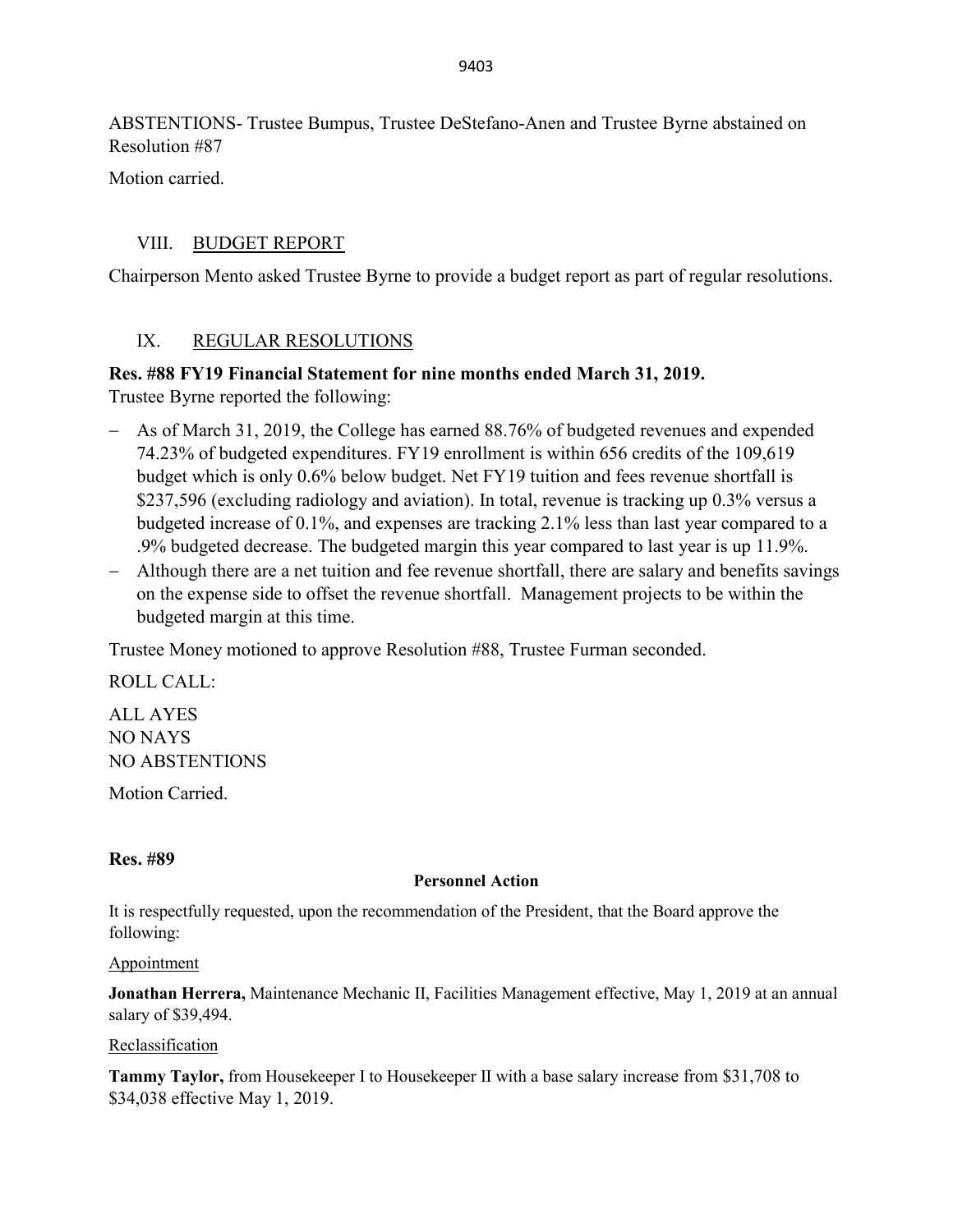ABSTENTIONS- Trustee Bumpus, Trustee DeStefano-Anen and Trustee Byrne abstained on Resolution #87

Motion carried.

## VIII. BUDGET REPORT

Chairperson Mento asked Trustee Byrne to provide a budget report as part of regular resolutions.

## IX. REGULAR RESOLUTIONS

**Res. #88 FY19 Financial Statement for nine months ended March 31, 2019.**

Trustee Byrne reported the following:

- As of March 31, 2019, the College has earned 88.76% of budgeted revenues and expended 74.23% of budgeted expenditures. FY19 enrollment is within 656 credits of the 109,619 budget which is only 0.6% below budget. Net FY19 tuition and fees revenue shortfall is \$237,596 (excluding radiology and aviation). In total, revenue is tracking up 0.3% versus a budgeted increase of 0.1%, and expenses are tracking 2.1% less than last year compared to a .9% budgeted decrease. The budgeted margin this year compared to last year is up 11.9%.
- Although there are a net tuition and fee revenue shortfall, there are salary and benefits savings on the expense side to offset the revenue shortfall. Management projects to be within the budgeted margin at this time.

Trustee Money motioned to approve Resolution #88, Trustee Furman seconded.

ROLL CALL:

ALL AYES
NO NAYS
NO ABSTENTIONS

Motion Carried.

**Res. #89**

**Personnel Action**

It is respectfully requested, upon the recommendation of the President, that the Board approve the following:

Appointment

**Jonathan Herrera,** Maintenance Mechanic II, Facilities Management effective, May 1, 2019 at an annual salary of \$39,494.

Reclassification

**Tammy Taylor,** from Housekeeper I to Housekeeper II with a base salary increase from \$31,708 to \$34,038 effective May 1, 2019.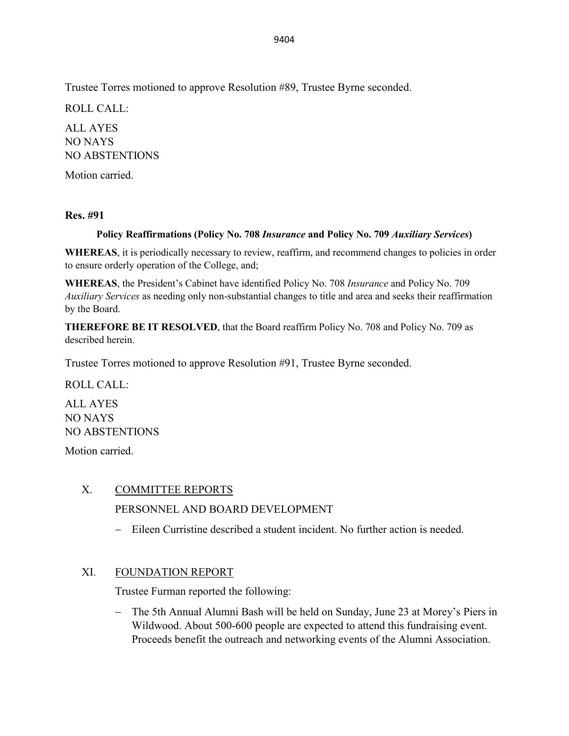Trustee Torres motioned to approve Resolution #89, Trustee Byrne seconded.

ROLL CALL:

ALL AYES
NO NAYS
NO ABSTENTIONS

Motion carried.

**Res. #91**

**Policy Reaffirmations (Policy No. 708 *Insurance* and Policy No. 709 *Auxiliary Services*)**

**WHEREAS**, it is periodically necessary to review, reaffirm, and recommend changes to policies in order to ensure orderly operation of the College, and;

**WHEREAS**, the President's Cabinet have identified Policy No. 708 *Insurance* and Policy No. 709 *Auxiliary Services* as needing only non-substantial changes to title and area and seeks their reaffirmation by the Board.

**THEREFORE BE IT RESOLVED**, that the Board reaffirm Policy No. 708 and Policy No. 709 as described herein.

Trustee Torres motioned to approve Resolution #91, Trustee Byrne seconded.

ROLL CALL:

ALL AYES
NO NAYS
NO ABSTENTIONS

Motion carried.

## X. COMMITTEE REPORTS

PERSONNEL AND BOARD DEVELOPMENT

- Eileen Curristine described a student incident. No further action is needed.

## XI. FOUNDATION REPORT

Trustee Furman reported the following:

- The 5th Annual Alumni Bash will be held on Sunday, June 23 at Morey's Piers in Wildwood. About 500-600 people are expected to attend this fundraising event. Proceeds benefit the outreach and networking events of the Alumni Association.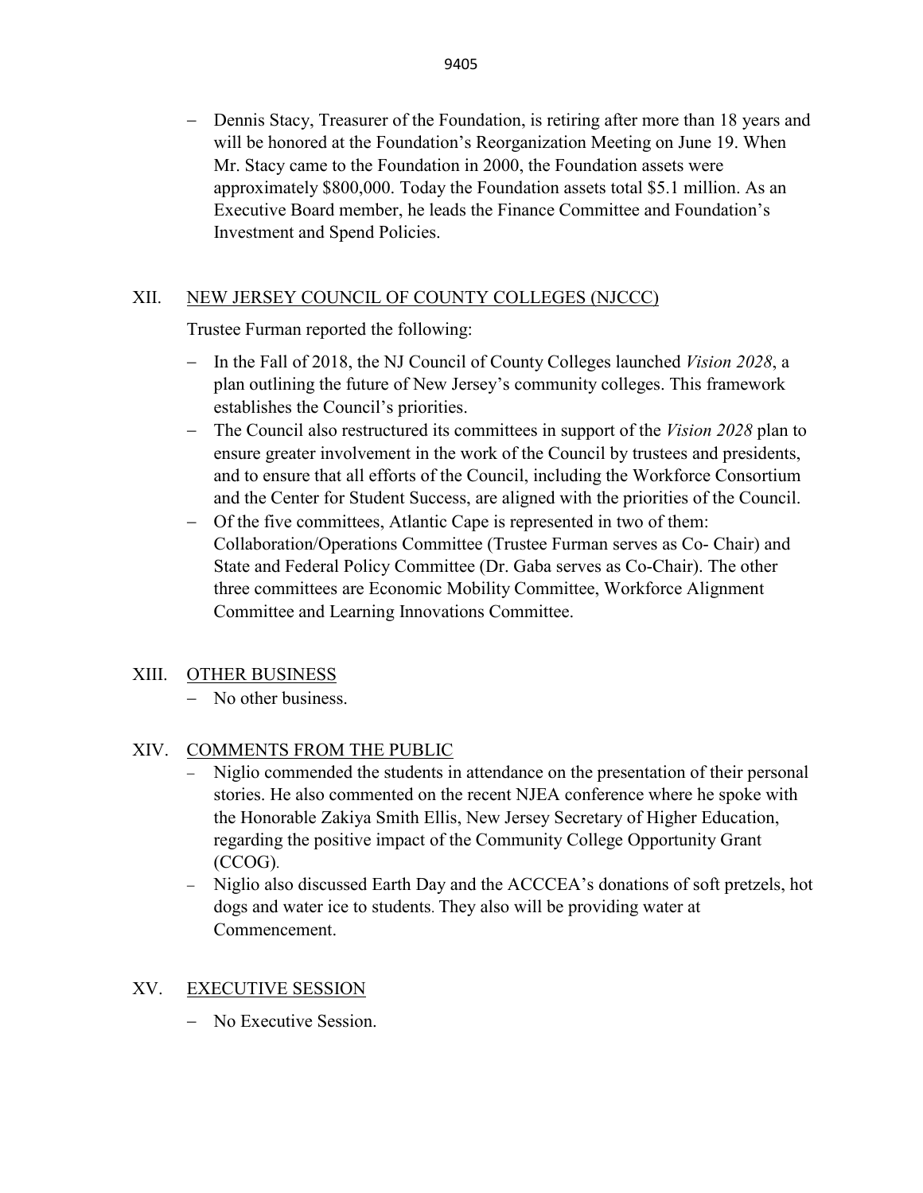- Dennis Stacy, Treasurer of the Foundation, is retiring after more than 18 years and will be honored at the Foundation's Reorganization Meeting on June 19. When Mr. Stacy came to the Foundation in 2000, the Foundation assets were approximately $800,000. Today the Foundation assets total $5.1 million. As an Executive Board member, he leads the Finance Committee and Foundation's Investment and Spend Policies.

## XII. NEW JERSEY COUNCIL OF COUNTY COLLEGES (NJCCC)

Trustee Furman reported the following:

- In the Fall of 2018, the NJ Council of County Colleges launched *Vision 2028*, a plan outlining the future of New Jersey's community colleges. This framework establishes the Council's priorities.
- The Council also restructured its committees in support of the *Vision 2028* plan to ensure greater involvement in the work of the Council by trustees and presidents, and to ensure that all efforts of the Council, including the Workforce Consortium and the Center for Student Success, are aligned with the priorities of the Council.
- Of the five committees, Atlantic Cape is represented in two of them: Collaboration/Operations Committee (Trustee Furman serves as Co- Chair) and State and Federal Policy Committee (Dr. Gaba serves as Co-Chair). The other three committees are Economic Mobility Committee, Workforce Alignment Committee and Learning Innovations Committee.

## XIII. OTHER BUSINESS

- No other business.

## XIV. COMMENTS FROM THE PUBLIC

- Niglio commended the students in attendance on the presentation of their personal stories. He also commented on the recent NJEA conference where he spoke with the Honorable Zakiya Smith Ellis, New Jersey Secretary of Higher Education, regarding the positive impact of the Community College Opportunity Grant (CCOG).
- Niglio also discussed Earth Day and the ACCCEA's donations of soft pretzels, hot dogs and water ice to students. They also will be providing water at Commencement.

## XV. EXECUTIVE SESSION

- No Executive Session.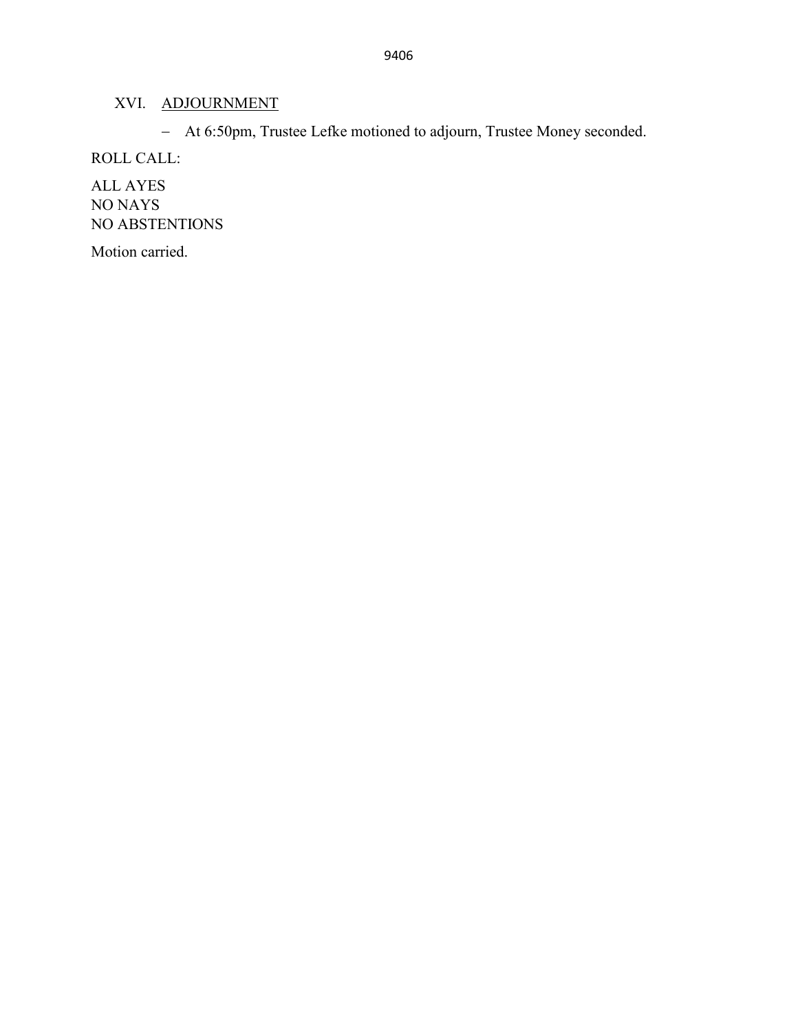## XVI. ADJOURNMENT

- At 6:50pm, Trustee Lefke motioned to adjourn, Trustee Money seconded.

ROLL CALL:

ALL AYES
NO NAYS
NO ABSTENTIONS

Motion carried.